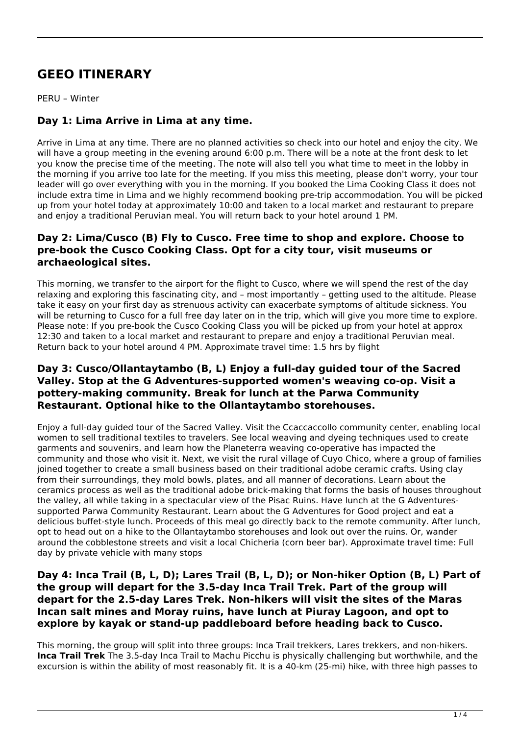# GEEO ITINERARY

PERU – Winter

### Day 1: Lima Arrive in Lima at any time.

Arrive in Lima at any time. There are no planned activities so check into our hotel and enjoy the city. We will have a group meeting in the evening around 6:00 p.m. There will be a note at the front desk to let you know the precise time of the meeting. The note will also tell you what time to meet in the lobby in the morning if you arrive too late for the meeting. If you miss this meeting, please don't worry, your tour leader will go over everything with you in the morning. If you booked the Lima Cooking Class it does not include extra time in Lima and we highly recommend booking pre-trip accommodation. You will be picked up from your hotel today at approximately 10:00 and taken to a local market and restaurant to prepare and enjoy a traditional Peruvian meal. You will return back to your hotel around 1 PM.

### Day 2: Lima/Cusco (B) Fly to Cusco. Free time to shop and explore. Choose to pre-book the Cusco Cooking Class. Opt for a city tour, visit museums or archaeological sites.

This morning, we transfer to the airport for the flight to Cusco, where we will spend the rest of the day relaxing and exploring this fascinating city, and – most importantly – getting used to the altitude. Please take it easy on your first day as strenuous activity can exacerbate symptoms of altitude sickness. You will be returning to Cusco for a full free day later on in the trip, which will give you more time to explore. Please note: If you pre-book the Cusco Cooking Class you will be picked up from your hotel at approx 12:30 and taken to a local market and restaurant to prepare and enjoy a traditional Peruvian meal. Return back to your hotel around 4 PM. Approximate travel time: 1.5 hrs by flight

### Day 3: Cusco/Ollantaytambo (B, L) Enjoy a full-day guided tour of the Sacred Valley. Stop at the G Adventures-supported women's weaving co-op. Visit a pottery-making community. Break for lunch at the Parwa Community Restaurant. Optional hike to the Ollantaytambo storehouses.

Enjoy a full-day guided tour of the Sacred Valley. Visit the Ccaccaccollo community center, enabling local women to sell traditional textiles to travelers. See local weaving and dyeing techniques used to create garments and souvenirs, and learn how the Planeterra weaving co-operative has impacted the community and those who visit it. Next, we visit the rural village of Cuyo Chico, where a group of families joined together to create a small business based on their traditional adobe ceramic crafts. Using clay from their surroundings, they mold bowls, plates, and all manner of decorations. Learn about the ceramics process as well as the traditional adobe brick-making that forms the basis of houses throughout the valley, all while taking in a spectacular view of the Pisac Ruins. Have lunch at the G Adventures-supported Parwa Community Restaurant. Learn about the G Adventures for Good project and eat a delicious buffet-style lunch. Proceeds of this meal go directly back to the remote community. After lunch, opt to head out on a hike to the Ollantaytambo storehouses and look out over the ruins. Or, wander around the cobblestone streets and visit a local Chicheria (corn beer bar). Approximate travel time: Full day by private vehicle with many stops

### Day 4: Inca Trail (B, L, D); Lares Trail (B, L, D); or Non-hiker Option (B, L) Part of the group will depart for the 3.5-day Inca Trail Trek. Part of the group will depart for the 2.5-day Lares Trek. Non-hikers will visit the sites of the Maras Incan salt mines and Moray ruins, have lunch at Piuray Lagoon, and opt to explore by kayak or stand-up paddleboard before heading back to Cusco.

This morning, the group will split into three groups: Inca Trail trekkers, Lares trekkers, and non-hikers. **Inca Trail Trek** The 3.5-day Inca Trail to Machu Picchu is physically challenging but worthwhile, and the excursion is within the ability of most reasonably fit. It is a 40-km (25-mi) hike, with three high passes to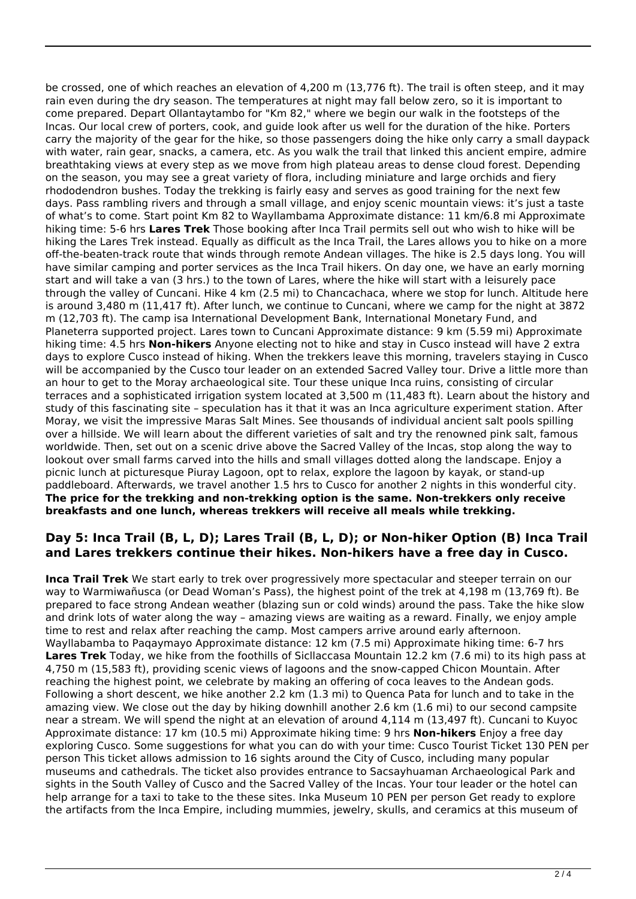be crossed, one of which reaches an elevation of 4,200 m (13,776 ft). The trail is often steep, and it may rain even during the dry season. The temperatures at night may fall below zero, so it is important to come prepared. Depart Ollantaytambo for "Km 82," where we begin our walk in the footsteps of the Incas. Our local crew of porters, cook, and guide look after us well for the duration of the hike. Porters carry the majority of the gear for the hike, so those passengers doing the hike only carry a small daypack with water, rain gear, snacks, a camera, etc. As you walk the trail that linked this ancient empire, admire breathtaking views at every step as we move from high plateau areas to dense cloud forest. Depending on the season, you may see a great variety of flora, including miniature and large orchids and fiery rhododendron bushes. Today the trekking is fairly easy and serves as good training for the next few days. Pass rambling rivers and through a small village, and enjoy scenic mountain views: it's just a taste of what's to come. Start point Km 82 to Wayllambama Approximate distance: 11 km/6.8 mi Approximate hiking time: 5-6 hrs **Lares Trek** Those booking after Inca Trail permits sell out who wish to hike will be hiking the Lares Trek instead. Equally as difficult as the Inca Trail, the Lares allows you to hike on a more off-the-beaten-track route that winds through remote Andean villages. The hike is 2.5 days long. You will have similar camping and porter services as the Inca Trail hikers. On day one, we have an early morning start and will take a van (3 hrs.) to the town of Lares, where the hike will start with a leisurely pace through the valley of Cuncani. Hike 4 km (2.5 mi) to Chancachaca, where we stop for lunch. Altitude here is around 3,480 m (11,417 ft). After lunch, we continue to Cuncani, where we camp for the night at 3872 m (12,703 ft). The camp isa International Development Bank, International Monetary Fund, and Planeterra supported project. Lares town to Cuncani Approximate distance: 9 km (5.59 mi) Approximate hiking time: 4.5 hrs **Non-hikers** Anyone electing not to hike and stay in Cusco instead will have 2 extra days to explore Cusco instead of hiking. When the trekkers leave this morning, travelers staying in Cusco will be accompanied by the Cusco tour leader on an extended Sacred Valley tour. Drive a little more than an hour to get to the Moray archaeological site. Tour these unique Inca ruins, consisting of circular terraces and a sophisticated irrigation system located at 3,500 m (11,483 ft). Learn about the history and study of this fascinating site – speculation has it that it was an Inca agriculture experiment station. After Moray, we visit the impressive Maras Salt Mines. See thousands of individual ancient salt pools spilling over a hillside. We will learn about the different varieties of salt and try the renowned pink salt, famous worldwide. Then, set out on a scenic drive above the Sacred Valley of the Incas, stop along the way to lookout over small farms carved into the hills and small villages dotted along the landscape. Enjoy a picnic lunch at picturesque Piuray Lagoon, opt to relax, explore the lagoon by kayak, or stand-up paddleboard. Afterwards, we travel another 1.5 hrs to Cusco for another 2 nights in this wonderful city. **The price for the trekking and non-trekking option is the same. Non-trekkers only receive breakfasts and one lunch, whereas trekkers will receive all meals while trekking.**

## Day 5: Inca Trail (B, L, D); Lares Trail (B, L, D); or Non-hiker Option (B) Inca Trail and Lares trekkers continue their hikes. Non-hikers have a free day in Cusco.

**Inca Trail Trek** We start early to trek over progressively more spectacular and steeper terrain on our way to Warmiwañusca (or Dead Woman's Pass), the highest point of the trek at 4,198 m (13,769 ft). Be prepared to face strong Andean weather (blazing sun or cold winds) around the pass. Take the hike slow and drink lots of water along the way – amazing views are waiting as a reward. Finally, we enjoy ample time to rest and relax after reaching the camp. Most campers arrive around early afternoon. Wayllabamba to Paqaymayo Approximate distance: 12 km (7.5 mi) Approximate hiking time: 6-7 hrs **Lares Trek** Today, we hike from the foothills of Sicllaccasa Mountain 12.2 km (7.6 mi) to its high pass at 4,750 m (15,583 ft), providing scenic views of lagoons and the snow-capped Chicon Mountain. After reaching the highest point, we celebrate by making an offering of coca leaves to the Andean gods. Following a short descent, we hike another 2.2 km (1.3 mi) to Quenca Pata for lunch and to take in the amazing view. We close out the day by hiking downhill another 2.6 km (1.6 mi) to our second campsite near a stream. We will spend the night at an elevation of around 4,114 m (13,497 ft). Cuncani to Kuyoc Approximate distance: 17 km (10.5 mi) Approximate hiking time: 9 hrs **Non-hikers** Enjoy a free day exploring Cusco. Some suggestions for what you can do with your time: Cusco Tourist Ticket 130 PEN per person This ticket allows admission to 16 sights around the City of Cusco, including many popular museums and cathedrals. The ticket also provides entrance to Sacsayhuaman Archaeological Park and sights in the South Valley of Cusco and the Sacred Valley of the Incas. Your tour leader or the hotel can help arrange for a taxi to take to the these sites. Inka Museum 10 PEN per person Get ready to explore the artifacts from the Inca Empire, including mummies, jewelry, skulls, and ceramics at this museum of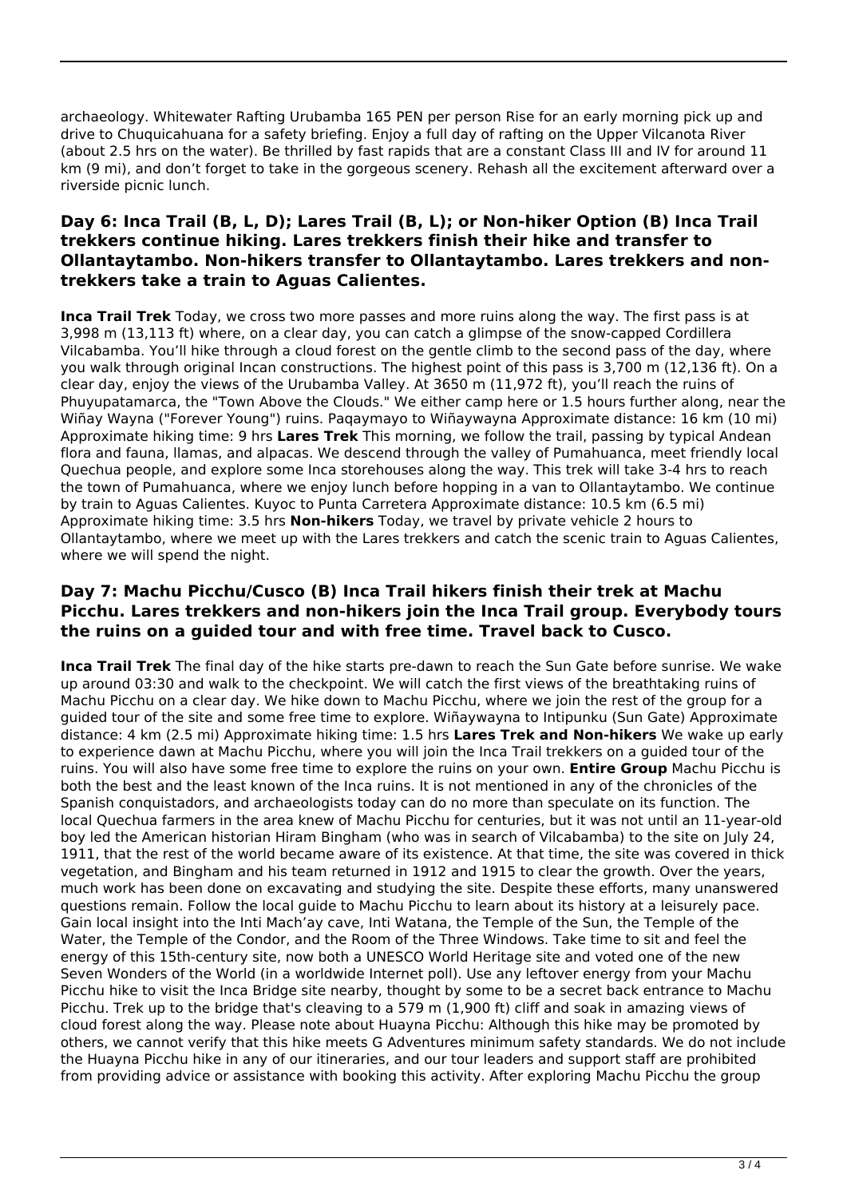archaeology. Whitewater Rafting Urubamba 165 PEN per person Rise for an early morning pick up and drive to Chuquicahuana for a safety briefing. Enjoy a full day of rafting on the Upper Vilcanota River (about 2.5 hrs on the water). Be thrilled by fast rapids that are a constant Class III and IV for around 11 km (9 mi), and don't forget to take in the gorgeous scenery. Rehash all the excitement afterward over a riverside picnic lunch.

### Day 6: Inca Trail (B, L, D); Lares Trail (B, L); or Non-hiker Option (B) Inca Trail trekkers continue hiking. Lares trekkers finish their hike and transfer to Ollantaytambo. Non-hikers transfer to Ollantaytambo. Lares trekkers and non-trekkers take a train to Aguas Calientes.

**Inca Trail Trek** Today, we cross two more passes and more ruins along the way. The first pass is at 3,998 m (13,113 ft) where, on a clear day, you can catch a glimpse of the snow-capped Cordillera Vilcabamba. You'll hike through a cloud forest on the gentle climb to the second pass of the day, where you walk through original Incan constructions. The highest point of this pass is 3,700 m (12,136 ft). On a clear day, enjoy the views of the Urubamba Valley. At 3650 m (11,972 ft), you'll reach the ruins of Phuyupatamarca, the "Town Above the Clouds." We either camp here or 1.5 hours further along, near the Wiñay Wayna ("Forever Young") ruins. Paqaymayo to Wiñaywayna Approximate distance: 16 km (10 mi) Approximate hiking time: 9 hrs **Lares Trek** This morning, we follow the trail, passing by typical Andean flora and fauna, llamas, and alpacas. We descend through the valley of Pumahuanca, meet friendly local Quechua people, and explore some Inca storehouses along the way. This trek will take 3-4 hrs to reach the town of Pumahuanca, where we enjoy lunch before hopping in a van to Ollantaytambo. We continue by train to Aguas Calientes. Kuyoc to Punta Carretera Approximate distance: 10.5 km (6.5 mi) Approximate hiking time: 3.5 hrs **Non-hikers** Today, we travel by private vehicle 2 hours to Ollantaytambo, where we meet up with the Lares trekkers and catch the scenic train to Aguas Calientes, where we will spend the night.

### Day 7: Machu Picchu/Cusco (B) Inca Trail hikers finish their trek at Machu Picchu. Lares trekkers and non-hikers join the Inca Trail group. Everybody tours the ruins on a guided tour and with free time. Travel back to Cusco.

**Inca Trail Trek** The final day of the hike starts pre-dawn to reach the Sun Gate before sunrise. We wake up around 03:30 and walk to the checkpoint. We will catch the first views of the breathtaking ruins of Machu Picchu on a clear day. We hike down to Machu Picchu, where we join the rest of the group for a guided tour of the site and some free time to explore. Wiñaywayna to Intipunku (Sun Gate) Approximate distance: 4 km (2.5 mi) Approximate hiking time: 1.5 hrs **Lares Trek and Non-hikers** We wake up early to experience dawn at Machu Picchu, where you will join the Inca Trail trekkers on a guided tour of the ruins. You will also have some free time to explore the ruins on your own. **Entire Group** Machu Picchu is both the best and the least known of the Inca ruins. It is not mentioned in any of the chronicles of the Spanish conquistadors, and archaeologists today can do no more than speculate on its function. The local Quechua farmers in the area knew of Machu Picchu for centuries, but it was not until an 11-year-old boy led the American historian Hiram Bingham (who was in search of Vilcabamba) to the site on July 24, 1911, that the rest of the world became aware of its existence. At that time, the site was covered in thick vegetation, and Bingham and his team returned in 1912 and 1915 to clear the growth. Over the years, much work has been done on excavating and studying the site. Despite these efforts, many unanswered questions remain. Follow the local guide to Machu Picchu to learn about its history at a leisurely pace. Gain local insight into the Inti Mach'ay cave, Inti Watana, the Temple of the Sun, the Temple of the Water, the Temple of the Condor, and the Room of the Three Windows. Take time to sit and feel the energy of this 15th-century site, now both a UNESCO World Heritage site and voted one of the new Seven Wonders of the World (in a worldwide Internet poll). Use any leftover energy from your Machu Picchu hike to visit the Inca Bridge site nearby, thought by some to be a secret back entrance to Machu Picchu. Trek up to the bridge that's cleaving to a 579 m (1,900 ft) cliff and soak in amazing views of cloud forest along the way. Please note about Huayna Picchu: Although this hike may be promoted by others, we cannot verify that this hike meets G Adventures minimum safety standards. We do not include the Huayna Picchu hike in any of our itineraries, and our tour leaders and support staff are prohibited from providing advice or assistance with booking this activity. After exploring Machu Picchu the group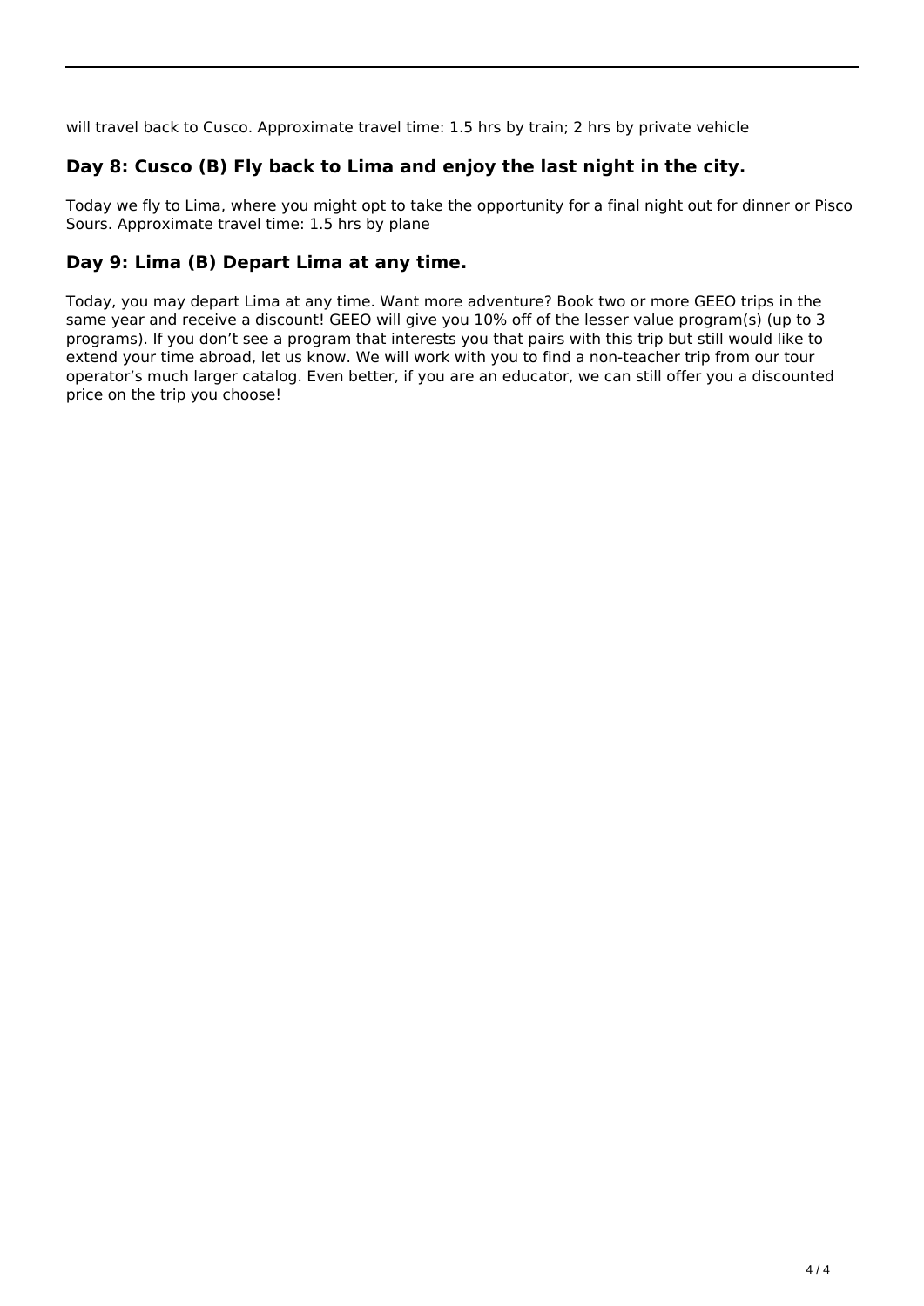will travel back to Cusco. Approximate travel time: 1.5 hrs by train; 2 hrs by private vehicle

### Day 8: Cusco (B) Fly back to Lima and enjoy the last night in the city.

Today we fly to Lima, where you might opt to take the opportunity for a final night out for dinner or Pisco Sours. Approximate travel time: 1.5 hrs by plane

### Day 9: Lima (B) Depart Lima at any time.

Today, you may depart Lima at any time. Want more adventure? Book two or more GEEO trips in the same year and receive a discount! GEEO will give you 10% off of the lesser value program(s) (up to 3 programs). If you don't see a program that interests you that pairs with this trip but still would like to extend your time abroad, let us know. We will work with you to find a non-teacher trip from our tour operator's much larger catalog. Even better, if you are an educator, we can still offer you a discounted price on the trip you choose!